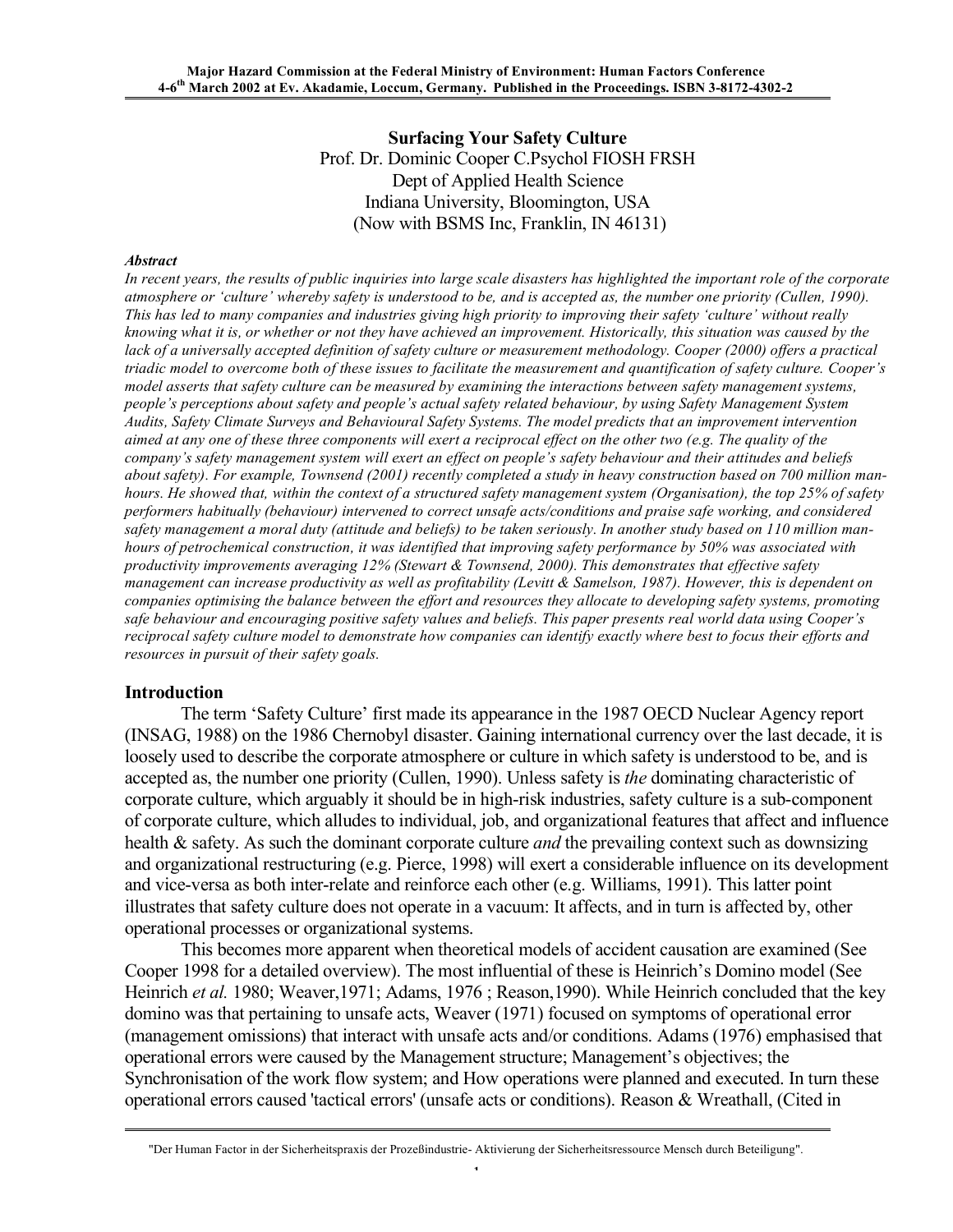# Surfacing Your Safety Culture

Prof. Dr. Dominic Cooper C.Psychol FIOSH FRSH
Dept of Applied Health Science
Indiana University, Bloomington, USA
(Now with BSMS Inc, Franklin, IN 46131)

***Abstract***

*In recent years, the results of public inquiries into large scale disasters has highlighted the important role of the corporate atmosphere or 'culture' whereby safety is understood to be, and is accepted as, the number one priority (Cullen, 1990). This has led to many companies and industries giving high priority to improving their safety 'culture' without really knowing what it is, or whether or not they have achieved an improvement. Historically, this situation was caused by the lack of a universally accepted definition of safety culture or measurement methodology. Cooper (2000) offers a practical triadic model to overcome both of these issues to facilitate the measurement and quantification of safety culture. Cooper's model asserts that safety culture can be measured by examining the interactions between safety management systems, people's perceptions about safety and people's actual safety related behaviour, by using Safety Management System Audits, Safety Climate Surveys and Behavioural Safety Systems. The model predicts that an improvement intervention aimed at any one of these three components will exert a reciprocal effect on the other two (e.g. The quality of the company's safety management system will exert an effect on people's safety behaviour and their attitudes and beliefs about safety). For example, Townsend (2001) recently completed a study in heavy construction based on 700 million man-hours. He showed that, within the context of a structured safety management system (Organisation), the top 25% of safety performers habitually (behaviour) intervened to correct unsafe acts/conditions and praise safe working, and considered safety management a moral duty (attitude and beliefs) to be taken seriously. In another study based on 110 million man-hours of petrochemical construction, it was identified that improving safety performance by 50% was associated with productivity improvements averaging 12% (Stewart & Townsend, 2000). This demonstrates that effective safety management can increase productivity as well as profitability (Levitt & Samelson, 1987). However, this is dependent on companies optimising the balance between the effort and resources they allocate to developing safety systems, promoting safe behaviour and encouraging positive safety values and beliefs. This paper presents real world data using Cooper's reciprocal safety culture model to demonstrate how companies can identify exactly where best to focus their efforts and resources in pursuit of their safety goals.*

## Introduction

The term 'Safety Culture' first made its appearance in the 1987 OECD Nuclear Agency report (INSAG, 1988) on the 1986 Chernobyl disaster. Gaining international currency over the last decade, it is loosely used to describe the corporate atmosphere or culture in which safety is understood to be, and is accepted as, the number one priority (Cullen, 1990). Unless safety is *the* dominating characteristic of corporate culture, which arguably it should be in high-risk industries, safety culture is a sub-component of corporate culture, which alludes to individual, job, and organizational features that affect and influence health & safety. As such the dominant corporate culture *and* the prevailing context such as downsizing and organizational restructuring (e.g. Pierce, 1998) will exert a considerable influence on its development and vice-versa as both inter-relate and reinforce each other (e.g. Williams, 1991). This latter point illustrates that safety culture does not operate in a vacuum: It affects, and in turn is affected by, other operational processes or organizational systems.

This becomes more apparent when theoretical models of accident causation are examined (See Cooper 1998 for a detailed overview). The most influential of these is Heinrich's Domino model (See Heinrich *et al.* 1980; Weaver,1971; Adams, 1976 ; Reason,1990). While Heinrich concluded that the key domino was that pertaining to unsafe acts, Weaver (1971) focused on symptoms of operational error (management omissions) that interact with unsafe acts and/or conditions. Adams (1976) emphasised that operational errors were caused by the Management structure; Management's objectives; the Synchronisation of the work flow system; and How operations were planned and executed. In turn these operational errors caused 'tactical errors' (unsafe acts or conditions). Reason & Wreathall, (Cited in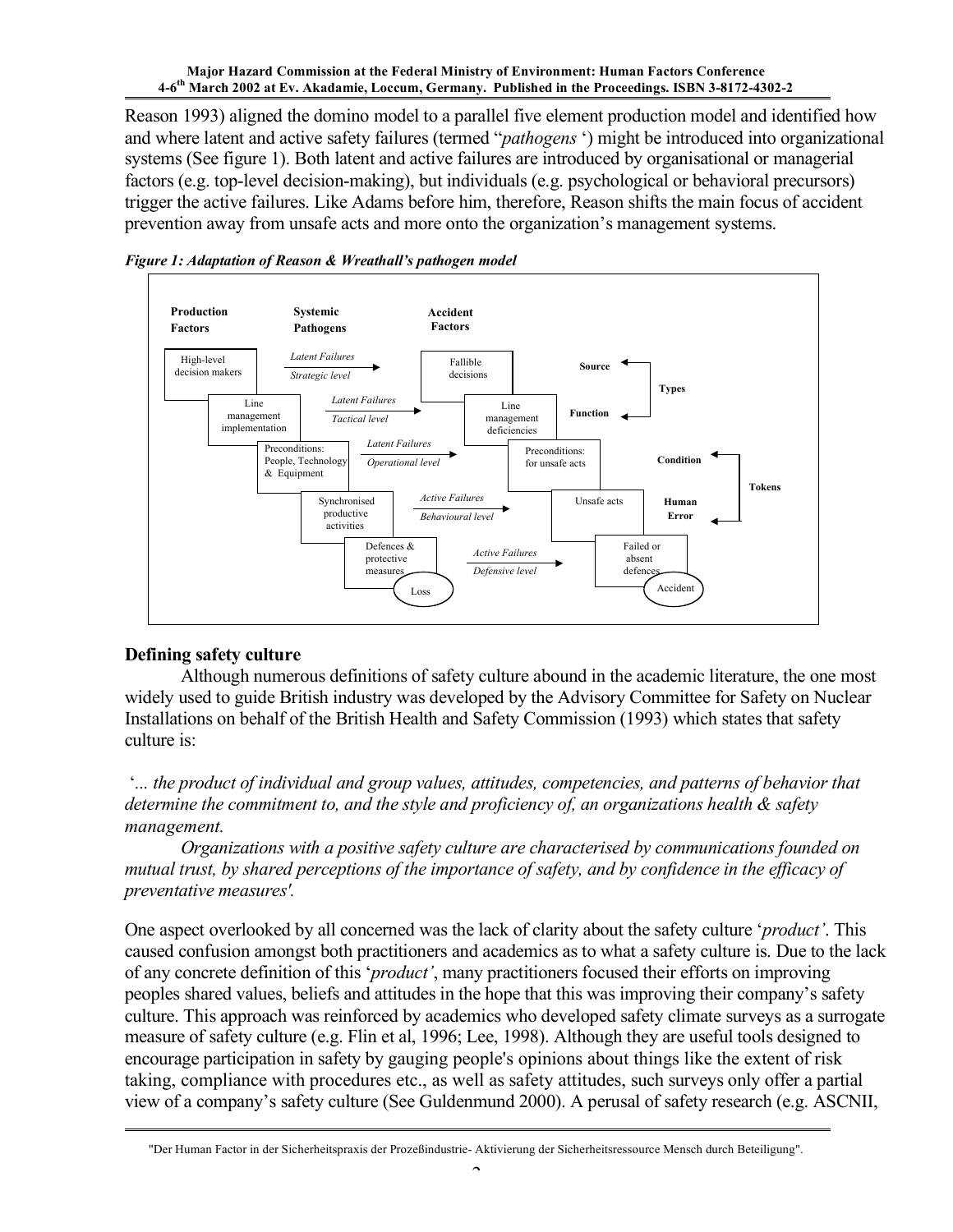Reason 1993) aligned the domino model to a parallel five element production model and identified how and where latent and active safety failures (termed "*pathogens* ') might be introduced into organizational systems (See figure 1). Both latent and active failures are introduced by organisational or managerial factors (e.g. top-level decision-making), but individuals (e.g. psychological or behavioral precursors) trigger the active failures. Like Adams before him, therefore, Reason shifts the main focus of accident prevention away from unsafe acts and more onto the organization's management systems.

***Figure 1: Adaptation of Reason & Wreathall's pathogen model***

| Production Factors | Systemic Pathogens | Accident Factors | | |
|---|---|---|---|---|
| High-level decision makers | *Latent Failures* — *Strategic level* | Fallible decisions | Source | Types |
| Line management implementation | *Latent Failures* — *Tactical level* | Line management deficiencies | Function | Types |
| Preconditions: People, Technology & Equipment | *Latent Failures* — *Operational level* | Preconditions: for unsafe acts | Condition | Tokens |
| Synchronised productive activities | *Active Failures* — *Behavioural level* | Unsafe acts | Human Error | Tokens |
| Defences & protective measures (Loss) | *Active Failures* — *Defensive level* | Failed or absent defences (Accident) | | |

## Defining safety culture

Although numerous definitions of safety culture abound in the academic literature, the one most widely used to guide British industry was developed by the Advisory Committee for Safety on Nuclear Installations on behalf of the British Health and Safety Commission (1993) which states that safety culture is:

'*... the product of individual and group values, attitudes, competencies, and patterns of behavior that determine the commitment to, and the style and proficiency of, an organizations health & safety management.*

*Organizations with a positive safety culture are characterised by communications founded on mutual trust, by shared perceptions of the importance of safety, and by confidence in the efficacy of preventative measures'.*

One aspect overlooked by all concerned was the lack of clarity about the safety culture '*product'*. This caused confusion amongst both practitioners and academics as to what a safety culture is. Due to the lack of any concrete definition of this '*product'*, many practitioners focused their efforts on improving peoples shared values, beliefs and attitudes in the hope that this was improving their company's safety culture. This approach was reinforced by academics who developed safety climate surveys as a surrogate measure of safety culture (e.g. Flin et al, 1996; Lee, 1998). Although they are useful tools designed to encourage participation in safety by gauging people's opinions about things like the extent of risk taking, compliance with procedures etc., as well as safety attitudes, such surveys only offer a partial view of a company's safety culture (See Guldenmund 2000). A perusal of safety research (e.g. ASCNII,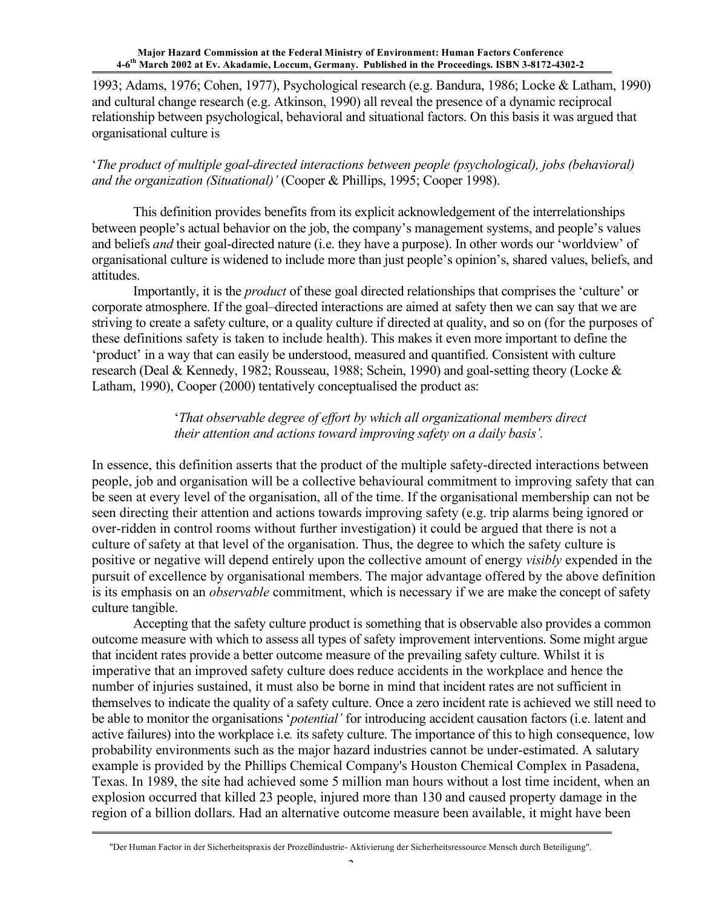1993; Adams, 1976; Cohen, 1977), Psychological research (e.g. Bandura, 1986; Locke & Latham, 1990) and cultural change research (e.g. Atkinson, 1990) all reveal the presence of a dynamic reciprocal relationship between psychological, behavioral and situational factors. On this basis it was argued that organisational culture is

'*The product of multiple goal-directed interactions between people (psychological), jobs (behavioral) and the organization (Situational)'* (Cooper & Phillips, 1995; Cooper 1998).

This definition provides benefits from its explicit acknowledgement of the interrelationships between people's actual behavior on the job, the company's management systems, and people's values and beliefs *and* their goal-directed nature (i.e. they have a purpose). In other words our 'worldview' of organisational culture is widened to include more than just people's opinion's, shared values, beliefs, and attitudes.

Importantly, it is the *product* of these goal directed relationships that comprises the 'culture' or corporate atmosphere. If the goal–directed interactions are aimed at safety then we can say that we are striving to create a safety culture, or a quality culture if directed at quality, and so on (for the purposes of these definitions safety is taken to include health). This makes it even more important to define the 'product' in a way that can easily be understood, measured and quantified. Consistent with culture research (Deal & Kennedy, 1982; Rousseau, 1988; Schein, 1990) and goal-setting theory (Locke & Latham, 1990), Cooper (2000) tentatively conceptualised the product as:

> '*That observable degree of effort by which all organizational members direct their attention and actions toward improving safety on a daily basis'*.

In essence, this definition asserts that the product of the multiple safety-directed interactions between people, job and organisation will be a collective behavioural commitment to improving safety that can be seen at every level of the organisation, all of the time. If the organisational membership can not be seen directing their attention and actions towards improving safety (e.g. trip alarms being ignored or over-ridden in control rooms without further investigation) it could be argued that there is not a culture of safety at that level of the organisation. Thus, the degree to which the safety culture is positive or negative will depend entirely upon the collective amount of energy *visibly* expended in the pursuit of excellence by organisational members. The major advantage offered by the above definition is its emphasis on an *observable* commitment, which is necessary if we are make the concept of safety culture tangible.

Accepting that the safety culture product is something that is observable also provides a common outcome measure with which to assess all types of safety improvement interventions. Some might argue that incident rates provide a better outcome measure of the prevailing safety culture. Whilst it is imperative that an improved safety culture does reduce accidents in the workplace and hence the number of injuries sustained, it must also be borne in mind that incident rates are not sufficient in themselves to indicate the quality of a safety culture. Once a zero incident rate is achieved we still need to be able to monitor the organisations '*potential'* for introducing accident causation factors (i.e. latent and active failures) into the workplace i.e. its safety culture. The importance of this to high consequence, low probability environments such as the major hazard industries cannot be under-estimated. A salutary example is provided by the Phillips Chemical Company's Houston Chemical Complex in Pasadena, Texas. In 1989, the site had achieved some 5 million man hours without a lost time incident, when an explosion occurred that killed 23 people, injured more than 130 and caused property damage in the region of a billion dollars. Had an alternative outcome measure been available, it might have been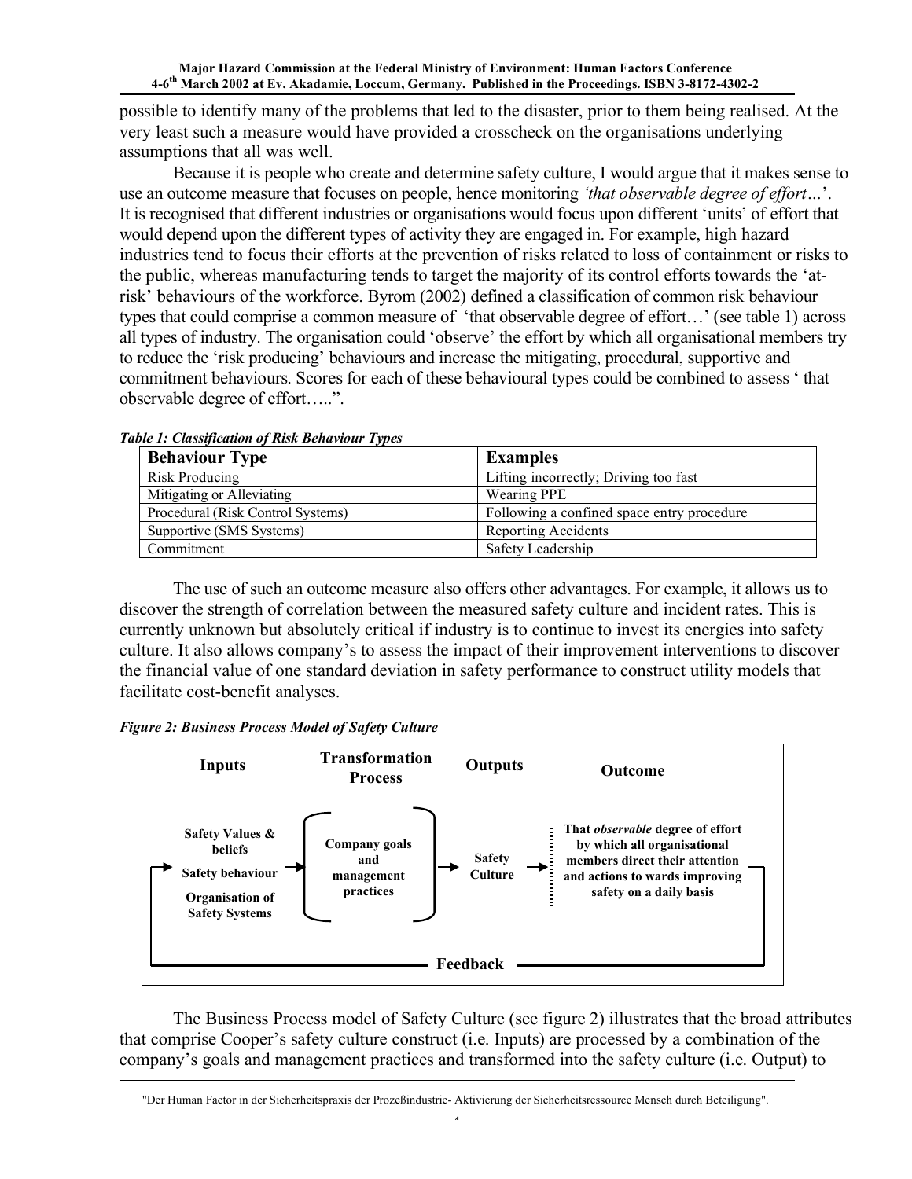possible to identify many of the problems that led to the disaster, prior to them being realised. At the very least such a measure would have provided a crosscheck on the organisations underlying assumptions that all was well.

Because it is people who create and determine safety culture, I would argue that it makes sense to use an outcome measure that focuses on people, hence monitoring *'that observable degree of effort…'*. It is recognised that different industries or organisations would focus upon different 'units' of effort that would depend upon the different types of activity they are engaged in. For example, high hazard industries tend to focus their efforts at the prevention of risks related to loss of containment or risks to the public, whereas manufacturing tends to target the majority of its control efforts towards the 'at-risk' behaviours of the workforce. Byrom (2002) defined a classification of common risk behaviour types that could comprise a common measure of 'that observable degree of effort…' (see table 1) across all types of industry. The organisation could 'observe' the effort by which all organisational members try to reduce the 'risk producing' behaviours and increase the mitigating, procedural, supportive and commitment behaviours. Scores for each of these behavioural types could be combined to assess ' that observable degree of effort…..".

***Table 1: Classification of Risk Behaviour Types***

| Behaviour Type | Examples |
|---|---|
| Risk Producing | Lifting incorrectly; Driving too fast |
| Mitigating or Alleviating | Wearing PPE |
| Procedural (Risk Control Systems) | Following a confined space entry procedure |
| Supportive (SMS Systems) | Reporting Accidents |
| Commitment | Safety Leadership |

The use of such an outcome measure also offers other advantages. For example, it allows us to discover the strength of correlation between the measured safety culture and incident rates. This is currently unknown but absolutely critical if industry is to continue to invest its energies into safety culture. It also allows company's to assess the impact of their improvement interventions to discover the financial value of one standard deviation in safety performance to construct utility models that facilitate cost-benefit analyses.

***Figure 2: Business Process Model of Safety Culture***

| Inputs | Transformation Process | Outputs | Outcome |
|---|---|---|---|
| Safety Values & beliefs; Safety behaviour; Organisation of Safety Systems | Company goals and management practices | Safety Culture | That *observable* degree of effort by which all organisational members direct their attention and actions to wards improving safety on a daily basis |

Feedback

The Business Process model of Safety Culture (see figure 2) illustrates that the broad attributes that comprise Cooper's safety culture construct (i.e. Inputs) are processed by a combination of the company's goals and management practices and transformed into the safety culture (i.e. Output) to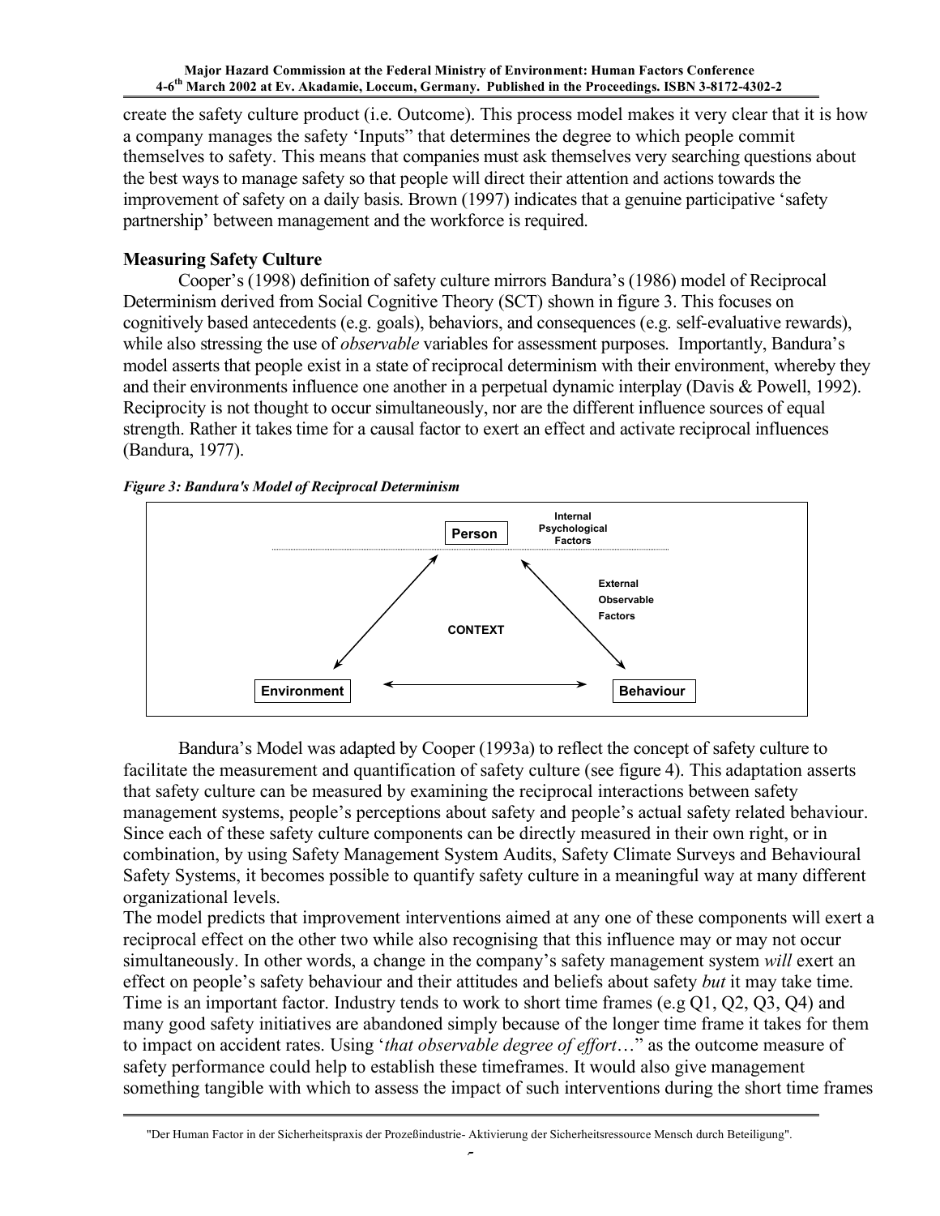create the safety culture product (i.e. Outcome). This process model makes it very clear that it is how a company manages the safety 'Inputs" that determines the degree to which people commit themselves to safety. This means that companies must ask themselves very searching questions about the best ways to manage safety so that people will direct their attention and actions towards the improvement of safety on a daily basis. Brown (1997) indicates that a genuine participative 'safety partnership' between management and the workforce is required.

## Measuring Safety Culture

Cooper's (1998) definition of safety culture mirrors Bandura's (1986) model of Reciprocal Determinism derived from Social Cognitive Theory (SCT) shown in figure 3. This focuses on cognitively based antecedents (e.g. goals), behaviors, and consequences (e.g. self-evaluative rewards), while also stressing the use of *observable* variables for assessment purposes. Importantly, Bandura's model asserts that people exist in a state of reciprocal determinism with their environment, whereby they and their environments influence one another in a perpetual dynamic interplay (Davis & Powell, 1992). Reciprocity is not thought to occur simultaneously, nor are the different influence sources of equal strength. Rather it takes time for a causal factor to exert an effect and activate reciprocal influences (Bandura, 1977).

***Figure 3: Bandura's Model of Reciprocal Determinism***

Person — Internal Psychological Factors

External Observable Factors

CONTEXT

Environment — Behaviour

Bandura's Model was adapted by Cooper (1993a) to reflect the concept of safety culture to facilitate the measurement and quantification of safety culture (see figure 4). This adaptation asserts that safety culture can be measured by examining the reciprocal interactions between safety management systems, people's perceptions about safety and people's actual safety related behaviour. Since each of these safety culture components can be directly measured in their own right, or in combination, by using Safety Management System Audits, Safety Climate Surveys and Behavioural Safety Systems, it becomes possible to quantify safety culture in a meaningful way at many different organizational levels.

The model predicts that improvement interventions aimed at any one of these components will exert a reciprocal effect on the other two while also recognising that this influence may or may not occur simultaneously. In other words, a change in the company's safety management system *will* exert an effect on people's safety behaviour and their attitudes and beliefs about safety *but* it may take time. Time is an important factor. Industry tends to work to short time frames (e.g Q1, Q2, Q3, Q4) and many good safety initiatives are abandoned simply because of the longer time frame it takes for them to impact on accident rates. Using '*that observable degree of effort*…" as the outcome measure of safety performance could help to establish these timeframes. It would also give management something tangible with which to assess the impact of such interventions during the short time frames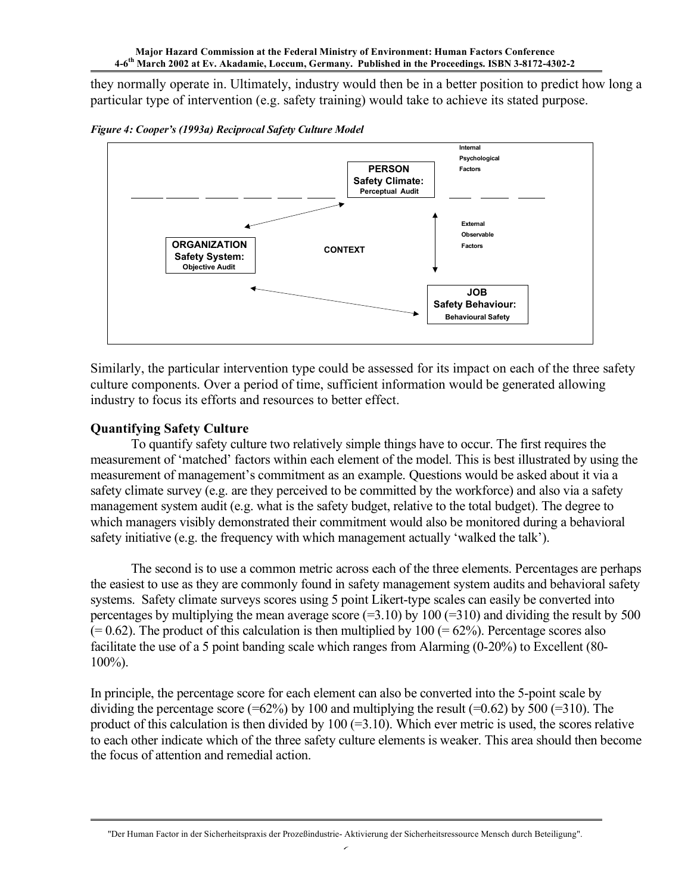they normally operate in. Ultimately, industry would then be in a better position to predict how long a particular type of intervention (e.g. safety training) would take to achieve its stated purpose.

***Figure 4: Cooper's (1993a) Reciprocal Safety Culture Model***

Internal Psychological Factors

**PERSON**
**Safety Climate:**
**Perceptual Audit**

External Observable Factors

**ORGANIZATION**
**Safety System:**
**Objective Audit**

**CONTEXT**

**JOB**
**Safety Behaviour:**
**Behavioural Safety**

Similarly, the particular intervention type could be assessed for its impact on each of the three safety culture components. Over a period of time, sufficient information would be generated allowing industry to focus its efforts and resources to better effect.

## Quantifying Safety Culture

To quantify safety culture two relatively simple things have to occur. The first requires the measurement of 'matched' factors within each element of the model. This is best illustrated by using the measurement of management's commitment as an example. Questions would be asked about it via a safety climate survey (e.g. are they perceived to be committed by the workforce) and also via a safety management system audit (e.g. what is the safety budget, relative to the total budget). The degree to which managers visibly demonstrated their commitment would also be monitored during a behavioral safety initiative (e.g. the frequency with which management actually 'walked the talk').

The second is to use a common metric across each of the three elements. Percentages are perhaps the easiest to use as they are commonly found in safety management system audits and behavioral safety systems. Safety climate surveys scores using 5 point Likert-type scales can easily be converted into percentages by multiplying the mean average score (=3.10) by 100 (=310) and dividing the result by 500 (= 0.62). The product of this calculation is then multiplied by 100 (= 62%). Percentage scores also facilitate the use of a 5 point banding scale which ranges from Alarming (0-20%) to Excellent (80-100%).

In principle, the percentage score for each element can also be converted into the 5-point scale by dividing the percentage score (=62%) by 100 and multiplying the result (=0.62) by 500 (=310). The product of this calculation is then divided by 100 (=3.10). Which ever metric is used, the scores relative to each other indicate which of the three safety culture elements is weaker. This area should then become the focus of attention and remedial action.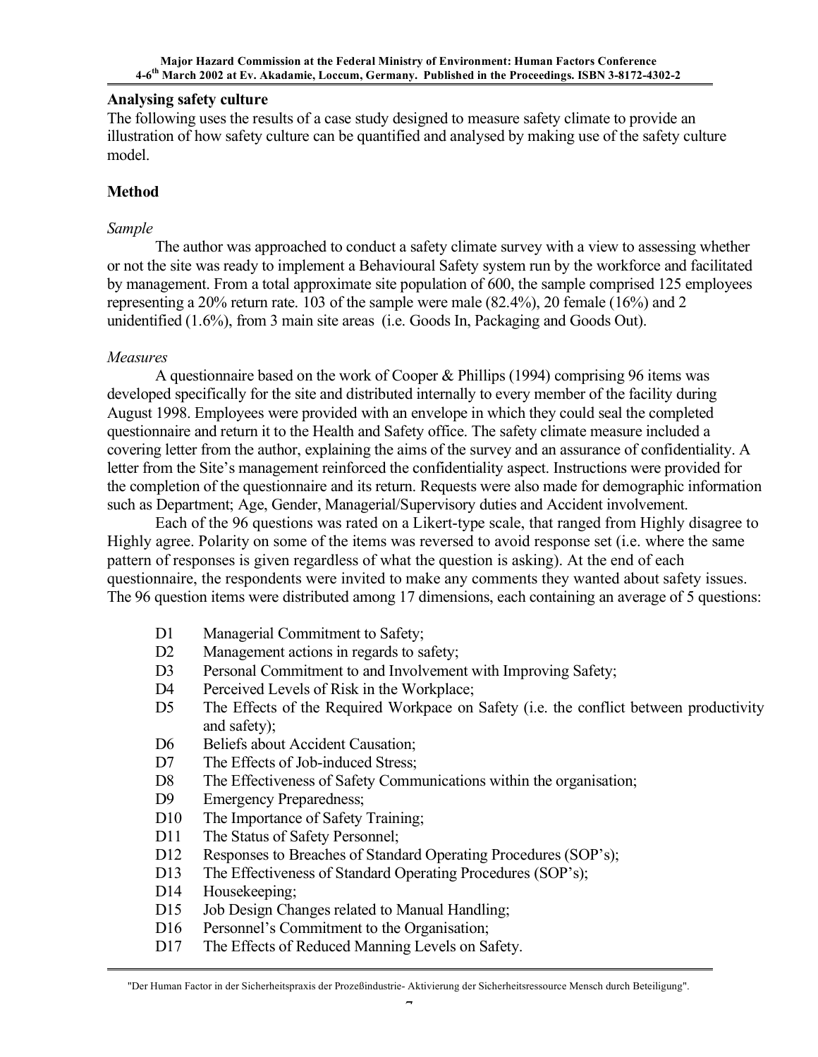## Analysing safety culture

The following uses the results of a case study designed to measure safety climate to provide an illustration of how safety culture can be quantified and analysed by making use of the safety culture model.

## Method

*Sample*

The author was approached to conduct a safety climate survey with a view to assessing whether or not the site was ready to implement a Behavioural Safety system run by the workforce and facilitated by management. From a total approximate site population of 600, the sample comprised 125 employees representing a 20% return rate. 103 of the sample were male (82.4%), 20 female (16%) and 2 unidentified (1.6%), from 3 main site areas (i.e. Goods In, Packaging and Goods Out).

*Measures*

A questionnaire based on the work of Cooper & Phillips (1994) comprising 96 items was developed specifically for the site and distributed internally to every member of the facility during August 1998. Employees were provided with an envelope in which they could seal the completed questionnaire and return it to the Health and Safety office. The safety climate measure included a covering letter from the author, explaining the aims of the survey and an assurance of confidentiality. A letter from the Site's management reinforced the confidentiality aspect. Instructions were provided for the completion of the questionnaire and its return. Requests were also made for demographic information such as Department; Age, Gender, Managerial/Supervisory duties and Accident involvement.

Each of the 96 questions was rated on a Likert-type scale, that ranged from Highly disagree to Highly agree. Polarity on some of the items was reversed to avoid response set (i.e. where the same pattern of responses is given regardless of what the question is asking). At the end of each questionnaire, the respondents were invited to make any comments they wanted about safety issues. The 96 question items were distributed among 17 dimensions, each containing an average of 5 questions:

- D1 Managerial Commitment to Safety;
- D2 Management actions in regards to safety;
- D3 Personal Commitment to and Involvement with Improving Safety;
- D4 Perceived Levels of Risk in the Workplace;
- D5 The Effects of the Required Workpace on Safety (i.e. the conflict between productivity and safety);
- D6 Beliefs about Accident Causation;
- D7 The Effects of Job-induced Stress;
- D8 The Effectiveness of Safety Communications within the organisation;
- D9 Emergency Preparedness;
- D10 The Importance of Safety Training;
- D11 The Status of Safety Personnel;
- D12 Responses to Breaches of Standard Operating Procedures (SOP's);
- D13 The Effectiveness of Standard Operating Procedures (SOP's);
- D14 Housekeeping;
- D15 Job Design Changes related to Manual Handling;
- D16 Personnel's Commitment to the Organisation;
- D17 The Effects of Reduced Manning Levels on Safety.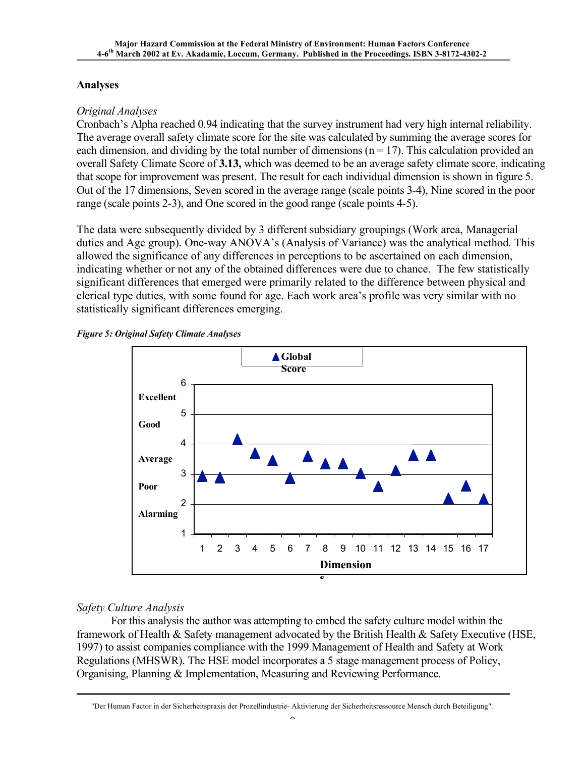## Analyses

*Original Analyses*

Cronbach's Alpha reached 0.94 indicating that the survey instrument had very high internal reliability. The average overall safety climate score for the site was calculated by summing the average scores for each dimension, and dividing by the total number of dimensions (n = 17). This calculation provided an overall Safety Climate Score of **3.13,** which was deemed to be an average safety climate score, indicating that scope for improvement was present. The result for each individual dimension is shown in figure 5. Out of the 17 dimensions, Seven scored in the average range (scale points 3-4), Nine scored in the poor range (scale points 2-3), and One scored in the good range (scale points 4-5).

The data were subsequently divided by 3 different subsidiary groupings (Work area, Managerial duties and Age group). One-way ANOVA's (Analysis of Variance) was the analytical method. This allowed the significance of any differences in perceptions to be ascertained on each dimension, indicating whether or not any of the obtained differences were due to chance. The few statistically significant differences that emerged were primarily related to the difference between physical and clerical type duties, with some found for age. Each work area's profile was very similar with no statistically significant differences emerging.

***Figure 5: Original Safety Climate Analyses***

*Safety Culture Analysis*

For this analysis the author was attempting to embed the safety culture model within the framework of Health & Safety management advocated by the British Health & Safety Executive (HSE, 1997) to assist companies compliance with the 1999 Management of Health and Safety at Work Regulations (MHSWR). The HSE model incorporates a 5 stage management process of Policy, Organising, Planning & Implementation, Measuring and Reviewing Performance.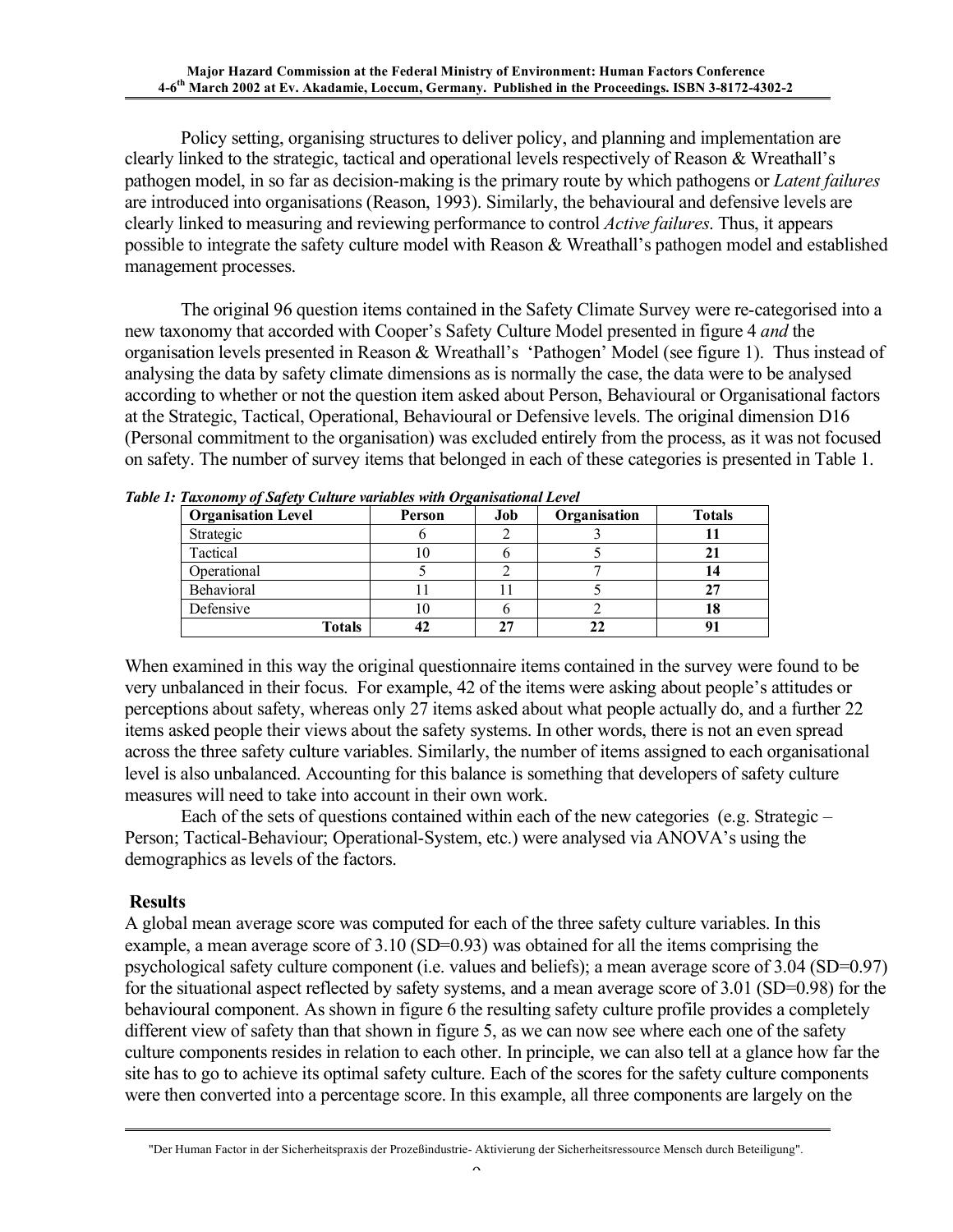Policy setting, organising structures to deliver policy, and planning and implementation are clearly linked to the strategic, tactical and operational levels respectively of Reason & Wreathall's pathogen model, in so far as decision-making is the primary route by which pathogens or *Latent failures* are introduced into organisations (Reason, 1993). Similarly, the behavioural and defensive levels are clearly linked to measuring and reviewing performance to control *Active failures*. Thus, it appears possible to integrate the safety culture model with Reason & Wreathall's pathogen model and established management processes.

The original 96 question items contained in the Safety Climate Survey were re-categorised into a new taxonomy that accorded with Cooper's Safety Culture Model presented in figure 4 *and* the organisation levels presented in Reason & Wreathall's 'Pathogen' Model (see figure 1). Thus instead of analysing the data by safety climate dimensions as is normally the case, the data were to be analysed according to whether or not the question item asked about Person, Behavioural or Organisational factors at the Strategic, Tactical, Operational, Behavioural or Defensive levels. The original dimension D16 (Personal commitment to the organisation) was excluded entirely from the process, as it was not focused on safety. The number of survey items that belonged in each of these categories is presented in Table 1.

***Table 1: Taxonomy of Safety Culture variables with Organisational Level***

| Organisation Level | Person | Job | Organisation | Totals |
|---|---|---|---|---|
| Strategic | 6 | 2 | 3 | **11** |
| Tactical | 10 | 6 | 5 | **21** |
| Operational | 5 | 2 | 7 | **14** |
| Behavioral | 11 | 11 | 5 | **27** |
| Defensive | 10 | 6 | 2 | **18** |
| **Totals** | **42** | **27** | **22** | **91** |

When examined in this way the original questionnaire items contained in the survey were found to be very unbalanced in their focus. For example, 42 of the items were asking about people's attitudes or perceptions about safety, whereas only 27 items asked about what people actually do, and a further 22 items asked people their views about the safety systems. In other words, there is not an even spread across the three safety culture variables. Similarly, the number of items assigned to each organisational level is also unbalanced. Accounting for this balance is something that developers of safety culture measures will need to take into account in their own work.

Each of the sets of questions contained within each of the new categories (e.g. Strategic – Person; Tactical-Behaviour; Operational-System, etc.) were analysed via ANOVA's using the demographics as levels of the factors.

## Results

A global mean average score was computed for each of the three safety culture variables. In this example, a mean average score of 3.10 (SD=0.93) was obtained for all the items comprising the psychological safety culture component (i.e. values and beliefs); a mean average score of 3.04 (SD=0.97) for the situational aspect reflected by safety systems, and a mean average score of 3.01 (SD=0.98) for the behavioural component. As shown in figure 6 the resulting safety culture profile provides a completely different view of safety than that shown in figure 5, as we can now see where each one of the safety culture components resides in relation to each other. In principle, we can also tell at a glance how far the site has to go to achieve its optimal safety culture. Each of the scores for the safety culture components were then converted into a percentage score. In this example, all three components are largely on the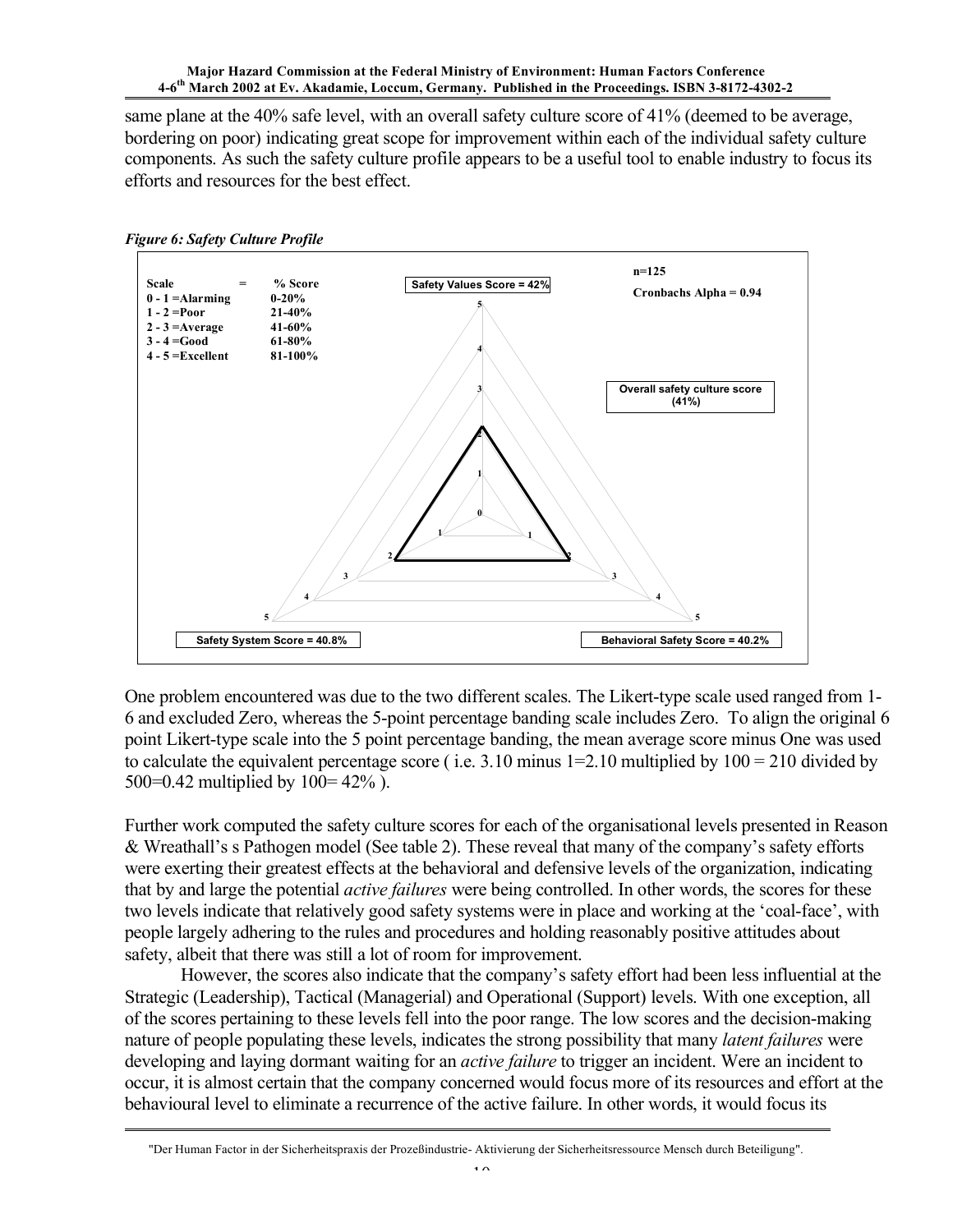same plane at the 40% safe level, with an overall safety culture score of 41% (deemed to be average, bordering on poor) indicating great scope for improvement within each of the individual safety culture components. As such the safety culture profile appears to be a useful tool to enable industry to focus its efforts and resources for the best effect.

***Figure 6: Safety Culture Profile***

| Scale = | % Score |
|---|---|
| 0 - 1 = Alarming | 0-20% |
| 1 - 2 = Poor | 21-40% |
| 2 - 3 = Average | 41-60% |
| 3 - 4 = Good | 61-80% |
| 4 - 5 = Excellent | 81-100% |

n=125

Cronbachs Alpha = 0.94

Safety Values Score = 42%

Overall safety culture score (41%)

Safety System Score = 40.8%

Behavioral Safety Score = 40.2%

One problem encountered was due to the two different scales. The Likert-type scale used ranged from 1-6 and excluded Zero, whereas the 5-point percentage banding scale includes Zero. To align the original 6 point Likert-type scale into the 5 point percentage banding, the mean average score minus One was used to calculate the equivalent percentage score ( i.e. 3.10 minus 1=2.10 multiplied by 100 = 210 divided by 500=0.42 multiplied by 100= 42% ).

Further work computed the safety culture scores for each of the organisational levels presented in Reason & Wreathall's s Pathogen model (See table 2). These reveal that many of the company's safety efforts were exerting their greatest effects at the behavioral and defensive levels of the organization, indicating that by and large the potential *active failures* were being controlled. In other words, the scores for these two levels indicate that relatively good safety systems were in place and working at the 'coal-face', with people largely adhering to the rules and procedures and holding reasonably positive attitudes about safety, albeit that there was still a lot of room for improvement.

However, the scores also indicate that the company's safety effort had been less influential at the Strategic (Leadership), Tactical (Managerial) and Operational (Support) levels. With one exception, all of the scores pertaining to these levels fell into the poor range. The low scores and the decision-making nature of people populating these levels, indicates the strong possibility that many *latent failures* were developing and laying dormant waiting for an *active failure* to trigger an incident. Were an incident to occur, it is almost certain that the company concerned would focus more of its resources and effort at the behavioural level to eliminate a recurrence of the active failure. In other words, it would focus its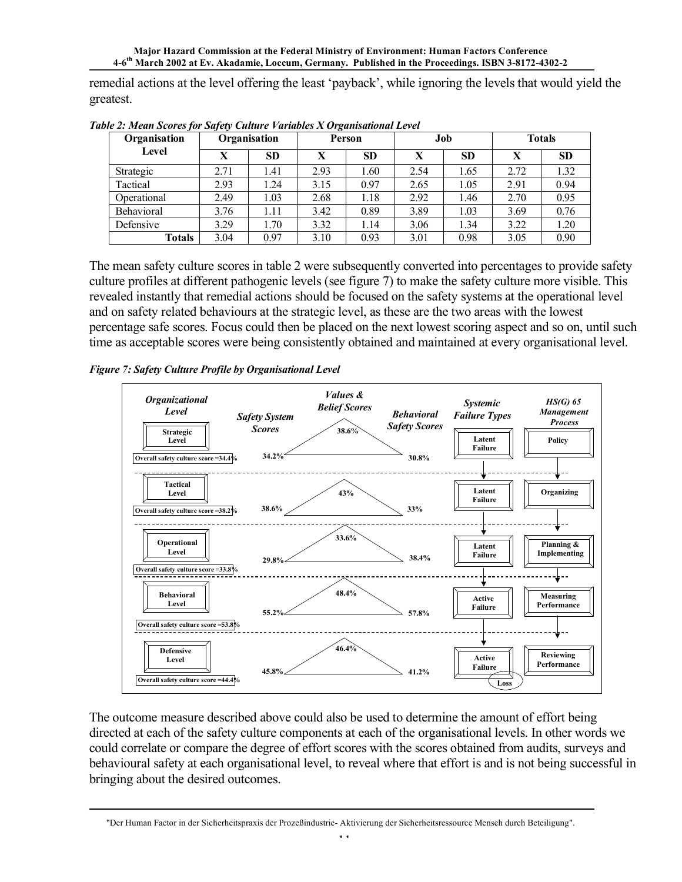remedial actions at the level offering the least 'payback', while ignoring the levels that would yield the greatest.

***Table 2: Mean Scores for Safety Culture Variables X Organisational Level***

| Organisation Level | Organisation | | Person | | Job | | Totals | |
|---|---|---|---|---|---|---|---|---|
| | X | SD | X | SD | X | SD | X | SD |
| Strategic | 2.71 | 1.41 | 2.93 | 1.60 | 2.54 | 1.65 | 2.72 | 1.32 |
| Tactical | 2.93 | 1.24 | 3.15 | 0.97 | 2.65 | 1.05 | 2.91 | 0.94 |
| Operational | 2.49 | 1.03 | 2.68 | 1.18 | 2.92 | 1.46 | 2.70 | 0.95 |
| Behavioral | 3.76 | 1.11 | 3.42 | 0.89 | 3.89 | 1.03 | 3.69 | 0.76 |
| Defensive | 3.29 | 1.70 | 3.32 | 1.14 | 3.06 | 1.34 | 3.22 | 1.20 |
| **Totals** | 3.04 | 0.97 | 3.10 | 0.93 | 3.01 | 0.98 | 3.05 | 0.90 |

The mean safety culture scores in table 2 were subsequently converted into percentages to provide safety culture profiles at different pathogenic levels (see figure 7) to make the safety culture more visible. This revealed instantly that remedial actions should be focused on the safety systems at the operational level and on safety related behaviours at the strategic level, as these are the two areas with the lowest percentage safe scores. Focus could then be placed on the next lowest scoring aspect and so on, until such time as acceptable scores were being consistently obtained and maintained at every organisational level.

***Figure 7: Safety Culture Profile by Organisational Level***

| *Organizational Level* | *Safety System Scores* | *Values & Belief Scores* | *Behavioral Safety Scores* | *Systemic Failure Types* | *HS(G) 65 Management Process* |
|---|---|---|---|---|---|
| **Strategic Level** (Overall safety culture score =34.4%) | 34.2% | 38.6% | 30.8% | Latent Failure | Policy |
| **Tactical Level** (Overall safety culture score =38.2%) | 38.6% | 43% | 33% | Latent Failure | Organizing |
| **Operational Level** (Overall safety culture score =33.8%) | 29.8% | 33.6% | 38.4% | Latent Failure | Planning & Implementing |
| **Behavioral Level** (Overall safety culture score =53.8%) | 55.2% | 48.4% | 57.8% | Active Failure | Measuring Performance |
| **Defensive Level** (Overall safety culture score =44.4%) | 45.8% | 46.4% | 41.2% | Active Failure → Loss | Reviewing Performance |

The outcome measure described above could also be used to determine the amount of effort being directed at each of the safety culture components at each of the organisational levels. In other words we could correlate or compare the degree of effort scores with the scores obtained from audits, surveys and behavioural safety at each organisational level, to reveal where that effort is and is not being successful in bringing about the desired outcomes.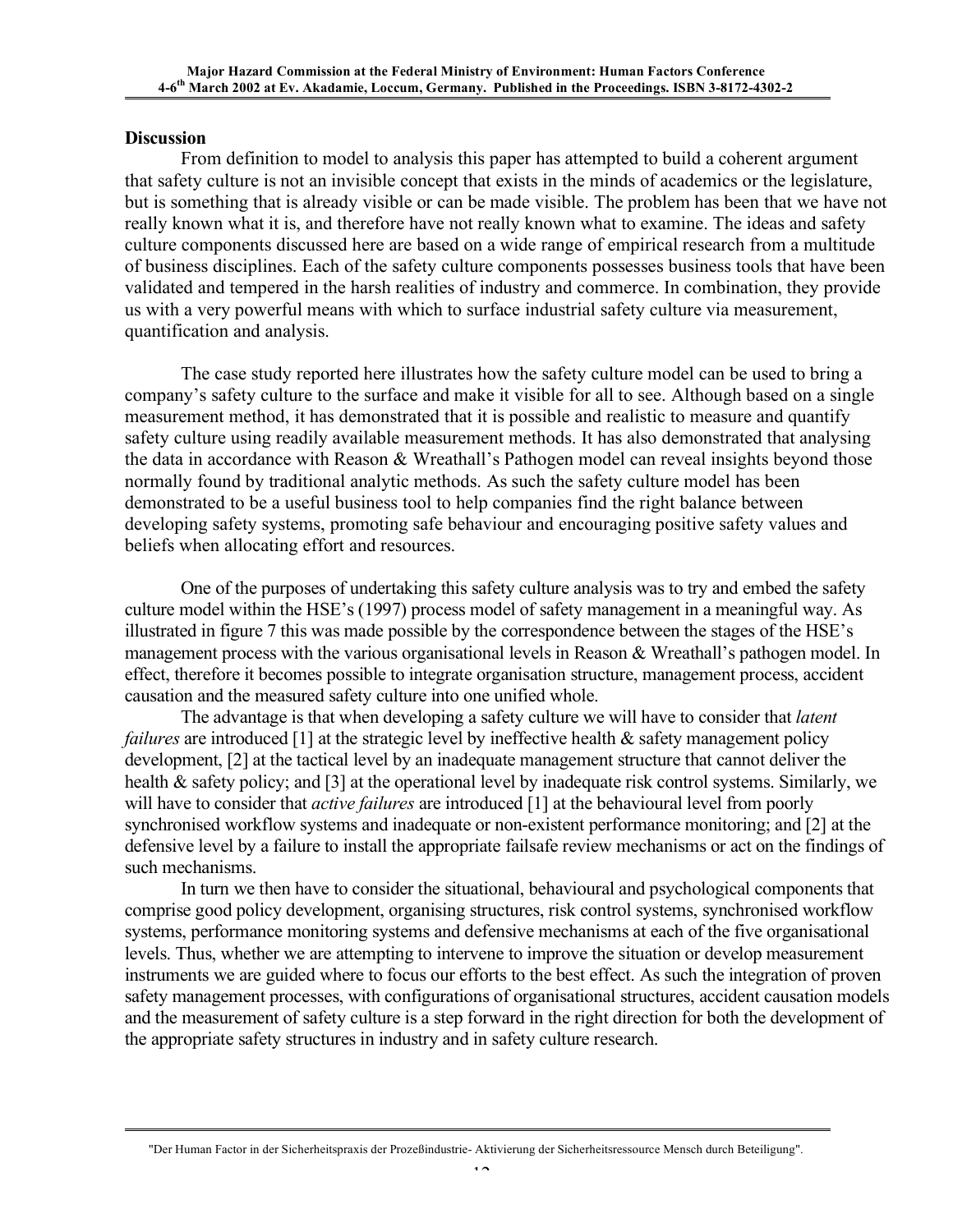**Discussion**

From definition to model to analysis this paper has attempted to build a coherent argument that safety culture is not an invisible concept that exists in the minds of academics or the legislature, but is something that is already visible or can be made visible. The problem has been that we have not really known what it is, and therefore have not really known what to examine. The ideas and safety culture components discussed here are based on a wide range of empirical research from a multitude of business disciplines. Each of the safety culture components possesses business tools that have been validated and tempered in the harsh realities of industry and commerce. In combination, they provide us with a very powerful means with which to surface industrial safety culture via measurement, quantification and analysis.

The case study reported here illustrates how the safety culture model can be used to bring a company's safety culture to the surface and make it visible for all to see. Although based on a single measurement method, it has demonstrated that it is possible and realistic to measure and quantify safety culture using readily available measurement methods. It has also demonstrated that analysing the data in accordance with Reason & Wreathall's Pathogen model can reveal insights beyond those normally found by traditional analytic methods. As such the safety culture model has been demonstrated to be a useful business tool to help companies find the right balance between developing safety systems, promoting safe behaviour and encouraging positive safety values and beliefs when allocating effort and resources.

One of the purposes of undertaking this safety culture analysis was to try and embed the safety culture model within the HSE's (1997) process model of safety management in a meaningful way. As illustrated in figure 7 this was made possible by the correspondence between the stages of the HSE's management process with the various organisational levels in Reason & Wreathall's pathogen model. In effect, therefore it becomes possible to integrate organisation structure, management process, accident causation and the measured safety culture into one unified whole.

The advantage is that when developing a safety culture we will have to consider that *latent failures* are introduced [1] at the strategic level by ineffective health & safety management policy development, [2] at the tactical level by an inadequate management structure that cannot deliver the health & safety policy; and [3] at the operational level by inadequate risk control systems. Similarly, we will have to consider that *active failures* are introduced [1] at the behavioural level from poorly synchronised workflow systems and inadequate or non-existent performance monitoring; and [2] at the defensive level by a failure to install the appropriate failsafe review mechanisms or act on the findings of such mechanisms.

In turn we then have to consider the situational, behavioural and psychological components that comprise good policy development, organising structures, risk control systems, synchronised workflow systems, performance monitoring systems and defensive mechanisms at each of the five organisational levels. Thus, whether we are attempting to intervene to improve the situation or develop measurement instruments we are guided where to focus our efforts to the best effect. As such the integration of proven safety management processes, with configurations of organisational structures, accident causation models and the measurement of safety culture is a step forward in the right direction for both the development of the appropriate safety structures in industry and in safety culture research.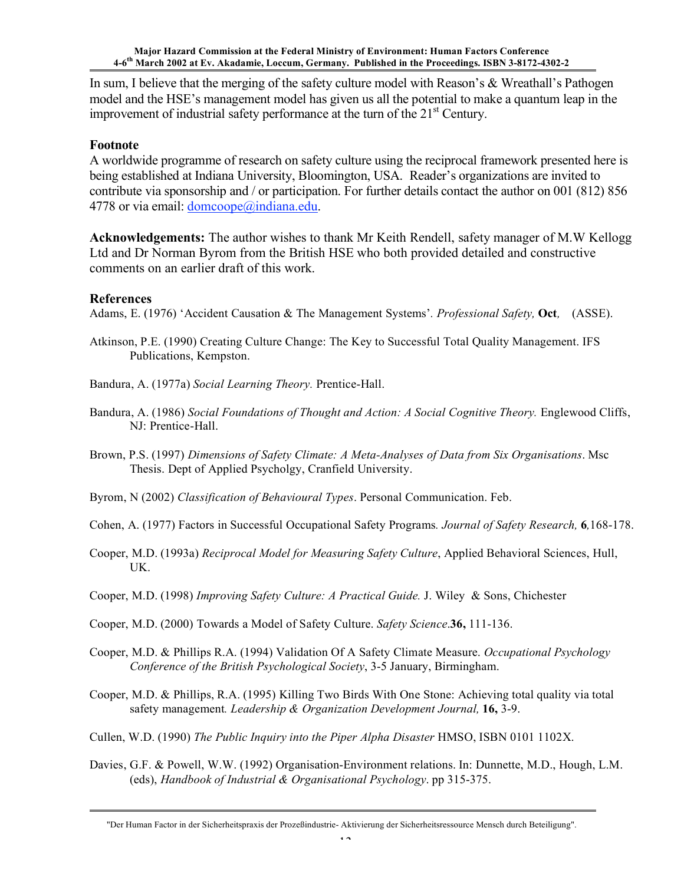In sum, I believe that the merging of the safety culture model with Reason's & Wreathall's Pathogen model and the HSE's management model has given us all the potential to make a quantum leap in the improvement of industrial safety performance at the turn of the 21st Century.

### Footnote

A worldwide programme of research on safety culture using the reciprocal framework presented here is being established at Indiana University, Bloomington, USA. Reader's organizations are invited to contribute via sponsorship and / or participation. For further details contact the author on 001 (812) 856 4778 or via email: domcoope@indiana.edu.

**Acknowledgements:** The author wishes to thank Mr Keith Rendell, safety manager of M.W Kellogg Ltd and Dr Norman Byrom from the British HSE who both provided detailed and constructive comments on an earlier draft of this work.

### References

Adams, E. (1976) 'Accident Causation & The Management Systems'. *Professional Safety,* **Oct**, (ASSE).

Atkinson, P.E. (1990) Creating Culture Change: The Key to Successful Total Quality Management. IFS Publications, Kempston.

Bandura, A. (1977a) *Social Learning Theory.* Prentice-Hall.

Bandura, A. (1986) *Social Foundations of Thought and Action: A Social Cognitive Theory.* Englewood Cliffs, NJ: Prentice-Hall.

Brown, P.S. (1997) *Dimensions of Safety Climate: A Meta-Analyses of Data from Six Organisations*. Msc Thesis. Dept of Applied Psycholgy, Cranfield University.

Byrom, N (2002) *Classification of Behavioural Types*. Personal Communication. Feb.

Cohen, A. (1977) Factors in Successful Occupational Safety Programs*. Journal of Safety Research,* **6**,168-178.

Cooper, M.D. (1993a) *Reciprocal Model for Measuring Safety Culture*, Applied Behavioral Sciences, Hull, UK.

Cooper, M.D. (1998) *Improving Safety Culture: A Practical Guide.* J. Wiley & Sons, Chichester

Cooper, M.D. (2000) Towards a Model of Safety Culture. *Safety Science*.**36,** 111-136.

Cooper, M.D. & Phillips R.A. (1994) Validation Of A Safety Climate Measure. *Occupational Psychology Conference of the British Psychological Society*, 3-5 January, Birmingham.

Cooper, M.D. & Phillips, R.A. (1995) Killing Two Birds With One Stone: Achieving total quality via total safety management*. Leadership & Organization Development Journal,* **16,** 3-9.

Cullen, W.D. (1990) *The Public Inquiry into the Piper Alpha Disaster* HMSO, ISBN 0101 1102X.

Davies, G.F. & Powell, W.W. (1992) Organisation-Environment relations. In: Dunnette, M.D., Hough, L.M. (eds), *Handbook of Industrial & Organisational Psychology*. pp 315-375.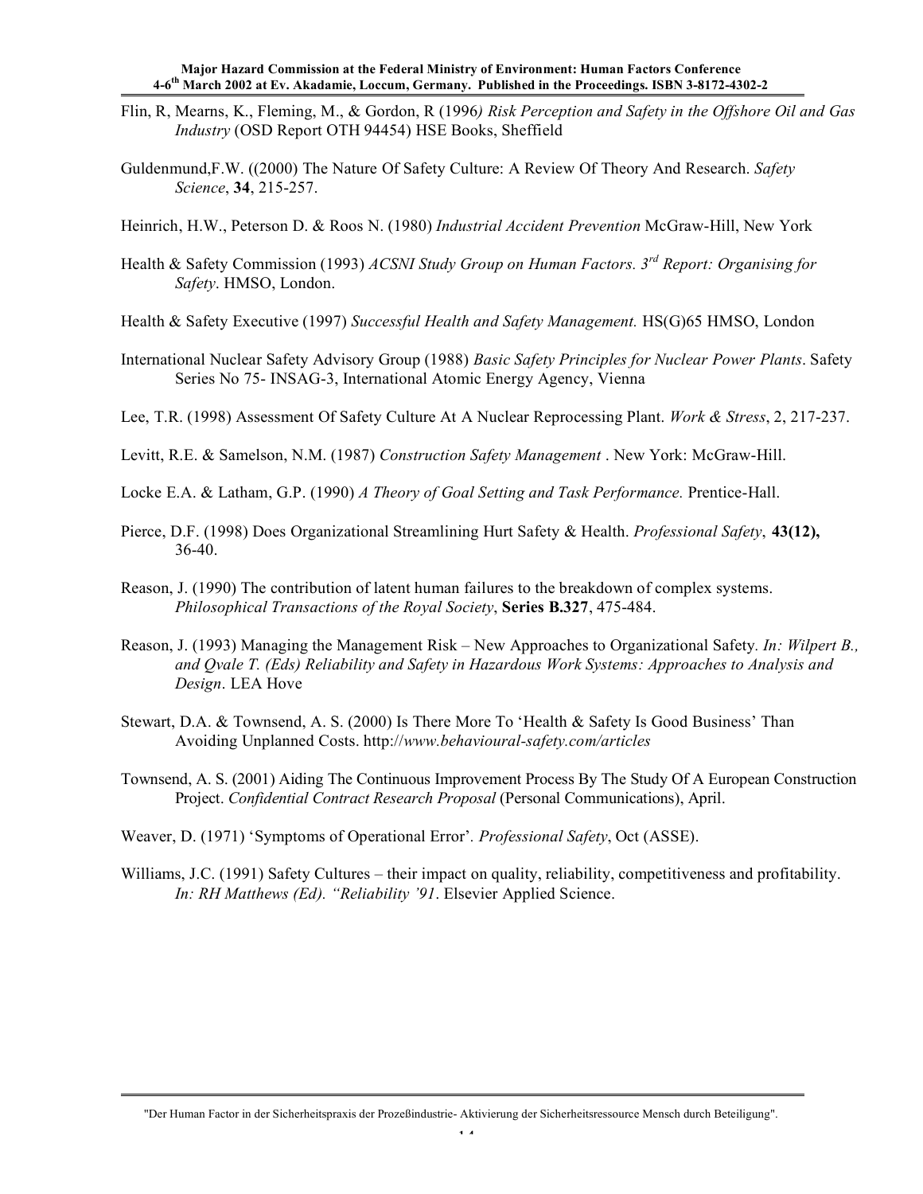Flin, R, Mearns, K., Fleming, M., & Gordon, R (1996*) Risk Perception and Safety in the Offshore Oil and Gas Industry* (OSD Report OTH 94454) HSE Books, Sheffield

Guldenmund,F.W. ((2000) The Nature Of Safety Culture: A Review Of Theory And Research. *Safety Science*, **34**, 215-257.

Heinrich, H.W., Peterson D. & Roos N. (1980) *Industrial Accident Prevention* McGraw-Hill, New York

Health & Safety Commission (1993) *ACSNI Study Group on Human Factors. 3rd Report: Organising for Safety*. HMSO, London.

Health & Safety Executive (1997) *Successful Health and Safety Management.* HS(G)65 HMSO, London

International Nuclear Safety Advisory Group (1988) *Basic Safety Principles for Nuclear Power Plants*. Safety Series No 75- INSAG-3, International Atomic Energy Agency, Vienna

Lee, T.R. (1998) Assessment Of Safety Culture At A Nuclear Reprocessing Plant. *Work & Stress*, 2, 217-237.

Levitt, R.E. & Samelson, N.M. (1987) *Construction Safety Management* . New York: McGraw-Hill.

Locke E.A. & Latham, G.P. (1990) *A Theory of Goal Setting and Task Performance.* Prentice-Hall.

Pierce, D.F. (1998) Does Organizational Streamlining Hurt Safety & Health. *Professional Safety*, **43(12),** 36-40.

Reason, J. (1990) The contribution of latent human failures to the breakdown of complex systems. *Philosophical Transactions of the Royal Society*, **Series B.327**, 475-484.

Reason, J. (1993) Managing the Management Risk – New Approaches to Organizational Safety*. In: Wilpert B., and Qvale T. (Eds) Reliability and Safety in Hazardous Work Systems: Approaches to Analysis and Design*. LEA Hove

Stewart, D.A. & Townsend, A. S. (2000) Is There More To 'Health & Safety Is Good Business' Than Avoiding Unplanned Costs. http://*www.behavioural-safety.com/articles*

Townsend, A. S. (2001) Aiding The Continuous Improvement Process By The Study Of A European Construction Project. *Confidential Contract Research Proposal* (Personal Communications), April.

Weaver, D. (1971) 'Symptoms of Operational Error'*. Professional Safety*, Oct (ASSE).

Williams, J.C. (1991) Safety Cultures – their impact on quality, reliability, competitiveness and profitability. *In: RH Matthews (Ed). "Reliability '91*. Elsevier Applied Science.